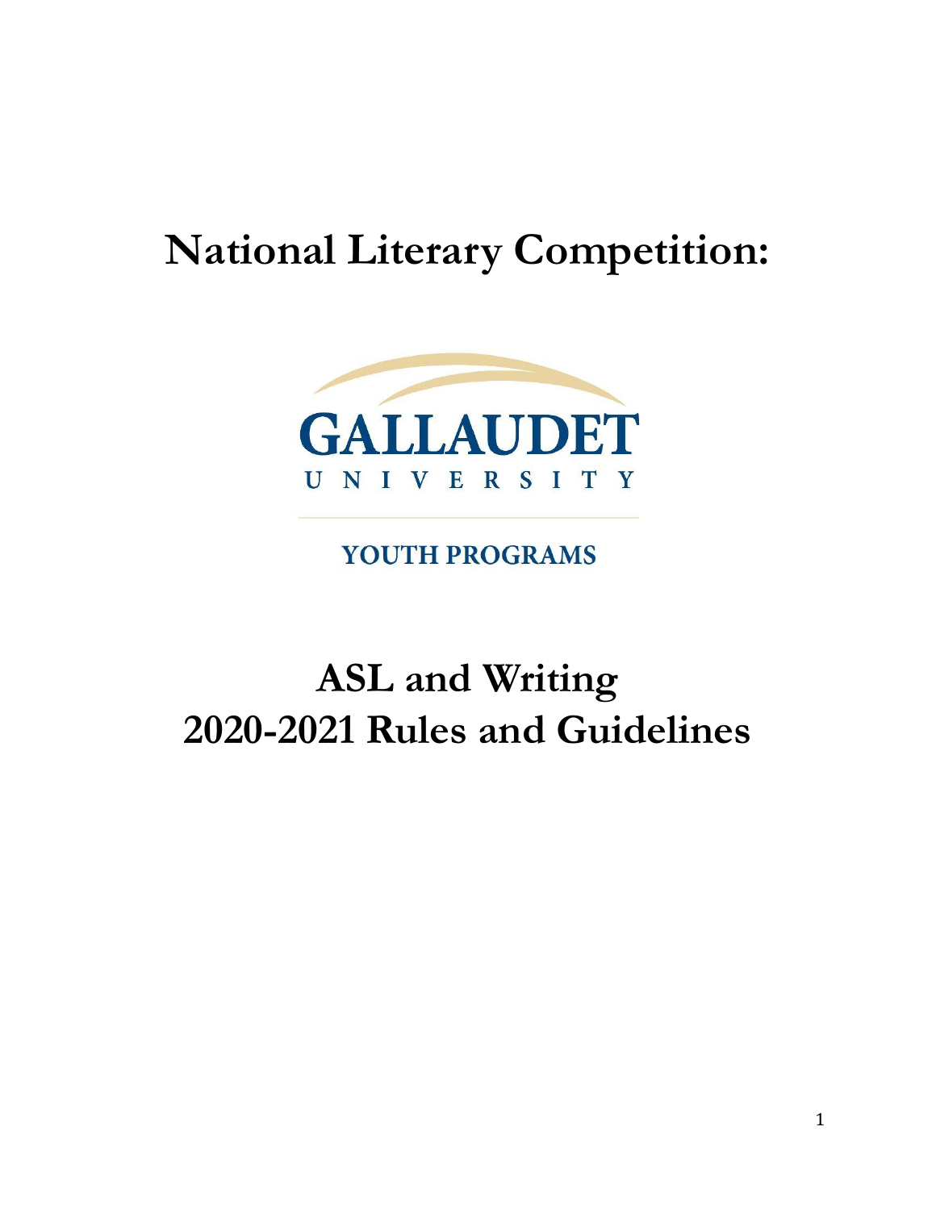# National Literary Competition:

GALLAUDET UNIVERSITY

YOUTH PROGRAMS

# ASL and Writing
# 2020-2021 Rules and Guidelines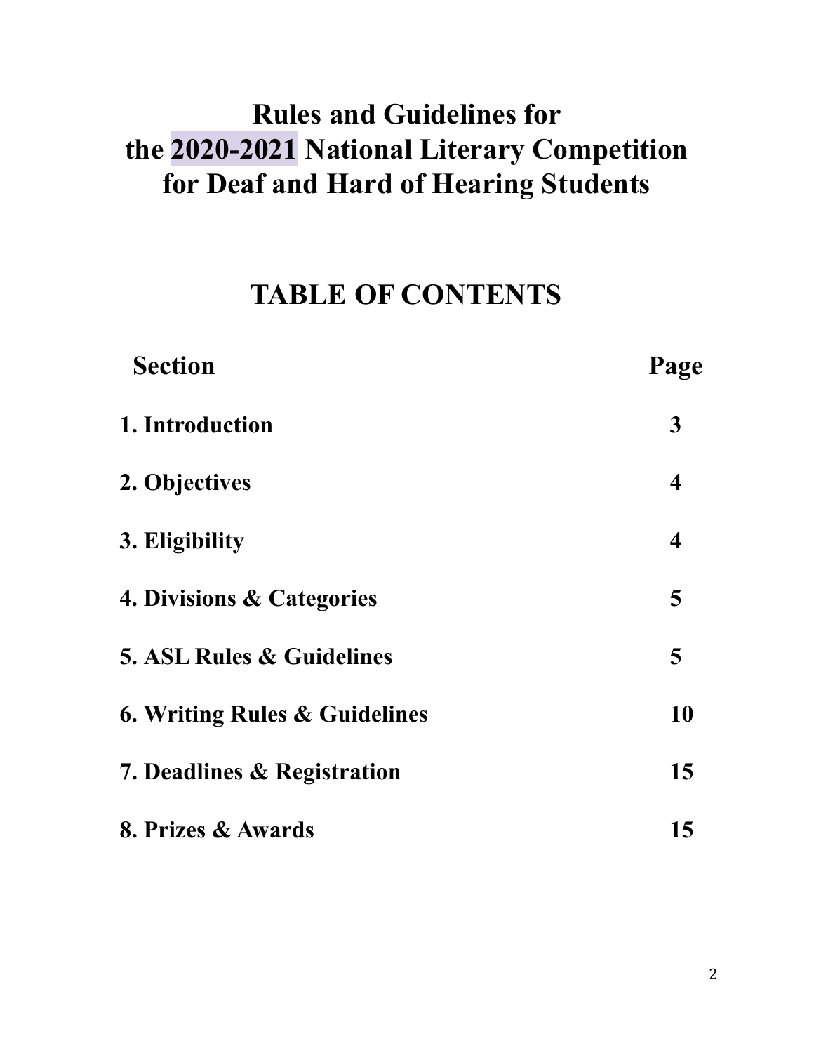# Rules and Guidelines for the 2020-2021 National Literary Competition for Deaf and Hard of Hearing Students

## TABLE OF CONTENTS

| Section | Page |
|---|---|
| **1. Introduction** | **3** |
| **2. Objectives** | **4** |
| **3. Eligibility** | **4** |
| **4. Divisions & Categories** | **5** |
| **5. ASL Rules & Guidelines** | **5** |
| **6. Writing Rules & Guidelines** | **10** |
| **7. Deadlines & Registration** | **15** |
| **8. Prizes & Awards** | **15** |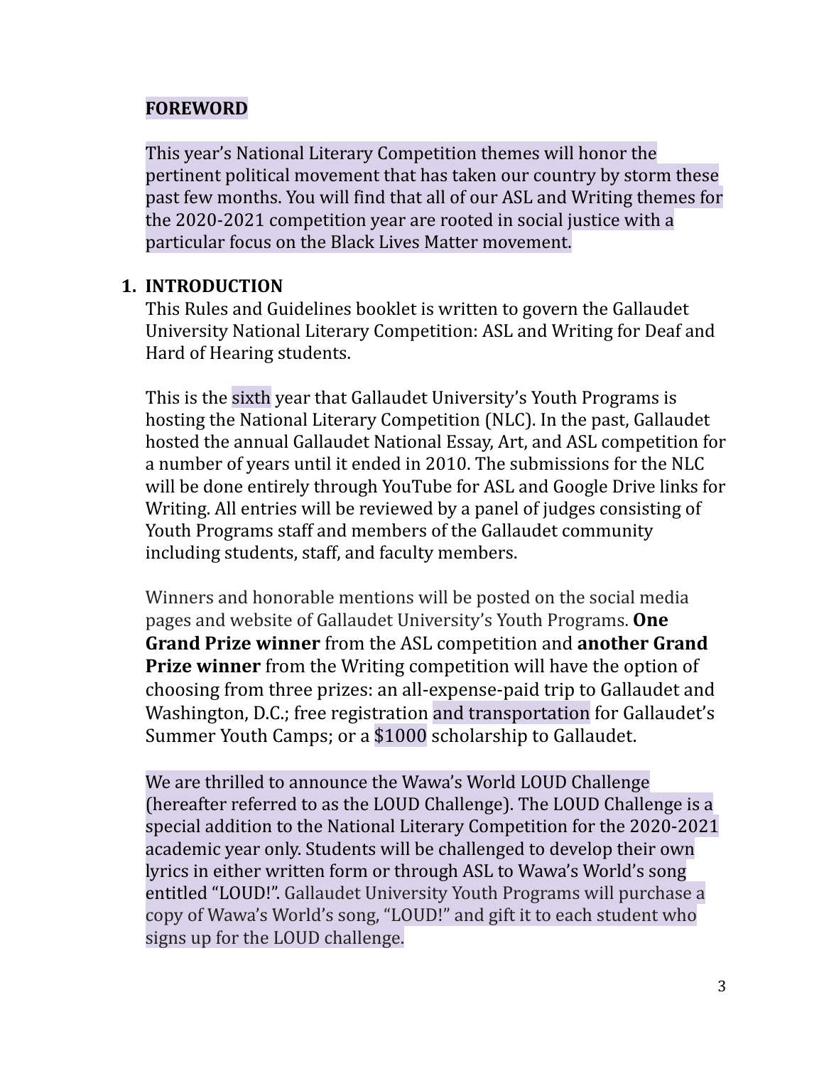**FOREWORD**

This year's National Literary Competition themes will honor the pertinent political movement that has taken our country by storm these past few months. You will find that all of our ASL and Writing themes for the 2020-2021 competition year are rooted in social justice with a particular focus on the Black Lives Matter movement.

## 1. INTRODUCTION

This Rules and Guidelines booklet is written to govern the Gallaudet University National Literary Competition: ASL and Writing for Deaf and Hard of Hearing students.

This is the sixth year that Gallaudet University's Youth Programs is hosting the National Literary Competition (NLC). In the past, Gallaudet hosted the annual Gallaudet National Essay, Art, and ASL competition for a number of years until it ended in 2010. The submissions for the NLC will be done entirely through YouTube for ASL and Google Drive links for Writing. All entries will be reviewed by a panel of judges consisting of Youth Programs staff and members of the Gallaudet community including students, staff, and faculty members.

Winners and honorable mentions will be posted on the social media pages and website of Gallaudet University's Youth Programs. **One Grand Prize winner** from the ASL competition and **another Grand Prize winner** from the Writing competition will have the option of choosing from three prizes: an all-expense-paid trip to Gallaudet and Washington, D.C.; free registration and transportation for Gallaudet's Summer Youth Camps; or a $1000 scholarship to Gallaudet.

We are thrilled to announce the Wawa's World LOUD Challenge (hereafter referred to as the LOUD Challenge). The LOUD Challenge is a special addition to the National Literary Competition for the 2020-2021 academic year only. Students will be challenged to develop their own lyrics in either written form or through ASL to Wawa's World's song entitled "LOUD!". Gallaudet University Youth Programs will purchase a copy of Wawa's World's song, "LOUD!" and gift it to each student who signs up for the LOUD challenge.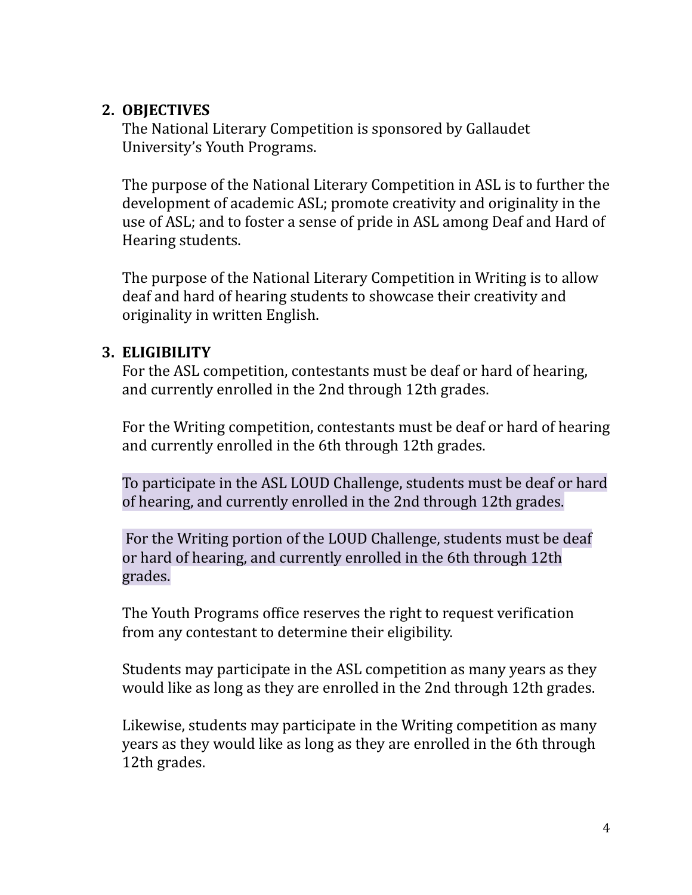2. **OBJECTIVES**

   The National Literary Competition is sponsored by Gallaudet University's Youth Programs.

   The purpose of the National Literary Competition in ASL is to further the development of academic ASL; promote creativity and originality in the use of ASL; and to foster a sense of pride in ASL among Deaf and Hard of Hearing students.

   The purpose of the National Literary Competition in Writing is to allow deaf and hard of hearing students to showcase their creativity and originality in written English.

3. **ELIGIBILITY**

   For the ASL competition, contestants must be deaf or hard of hearing, and currently enrolled in the 2nd through 12th grades.

   For the Writing competition, contestants must be deaf or hard of hearing and currently enrolled in the 6th through 12th grades.

   To participate in the ASL LOUD Challenge, students must be deaf or hard of hearing, and currently enrolled in the 2nd through 12th grades.

   For the Writing portion of the LOUD Challenge, students must be deaf or hard of hearing, and currently enrolled in the 6th through 12th grades.

   The Youth Programs office reserves the right to request verification from any contestant to determine their eligibility.

   Students may participate in the ASL competition as many years as they would like as long as they are enrolled in the 2nd through 12th grades.

   Likewise, students may participate in the Writing competition as many years as they would like as long as they are enrolled in the 6th through 12th grades.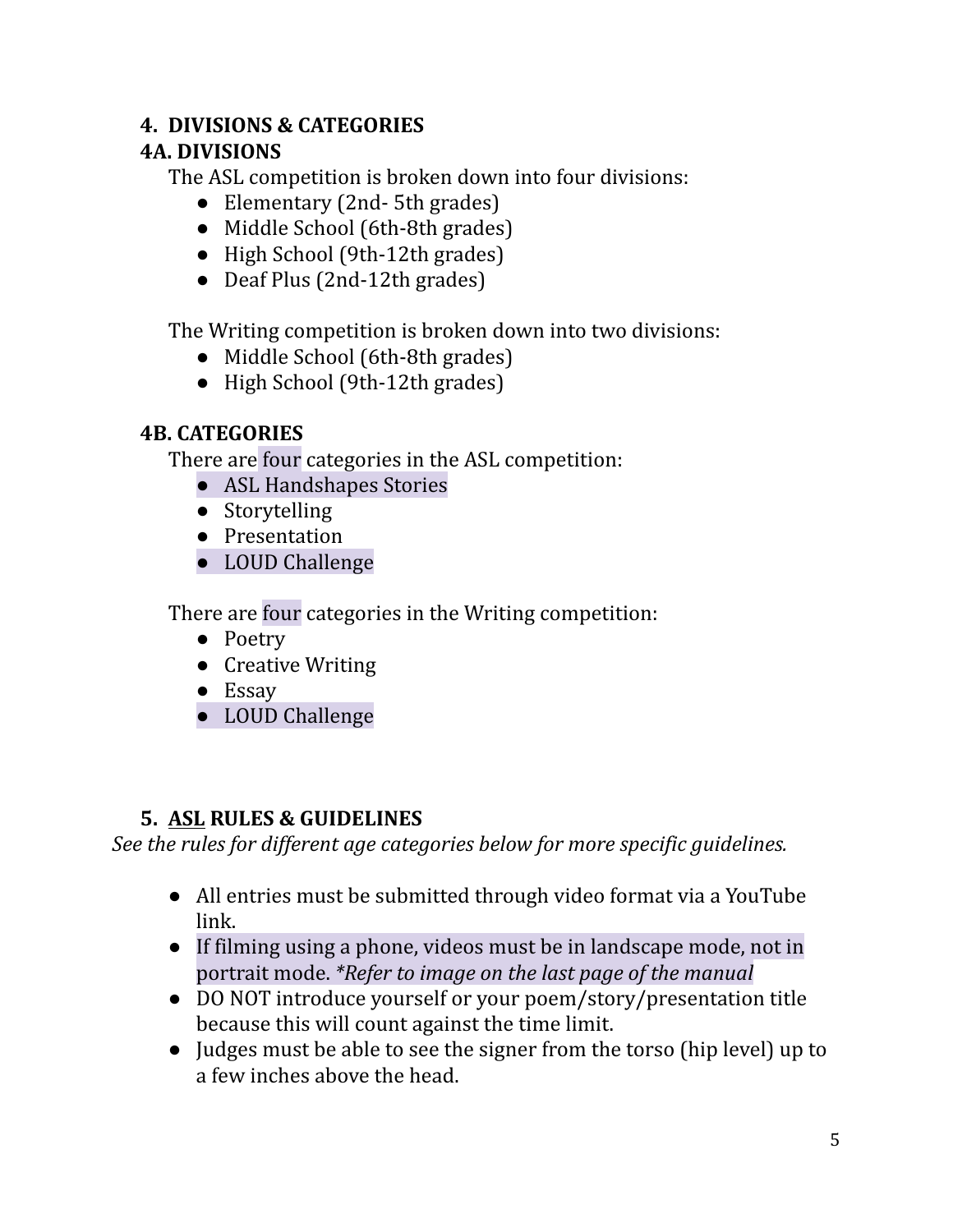## 4. DIVISIONS & CATEGORIES

### 4A. DIVISIONS

The ASL competition is broken down into four divisions:

- Elementary (2nd- 5th grades)
- Middle School (6th-8th grades)
- High School (9th-12th grades)
- Deaf Plus (2nd-12th grades)

The Writing competition is broken down into two divisions:

- Middle School (6th-8th grades)
- High School (9th-12th grades)

### 4B. CATEGORIES

There are four categories in the ASL competition:

- ASL Handshapes Stories
- Storytelling
- Presentation
- LOUD Challenge

There are four categories in the Writing competition:

- Poetry
- Creative Writing
- Essay
- LOUD Challenge

## 5. ASL RULES & GUIDELINES

*See the rules for different age categories below for more specific guidelines.*

- All entries must be submitted through video format via a YouTube link.
- If filming using a phone, videos must be in landscape mode, not in portrait mode. *\*Refer to image on the last page of the manual*
- DO NOT introduce yourself or your poem/story/presentation title because this will count against the time limit.
- Judges must be able to see the signer from the torso (hip level) up to a few inches above the head.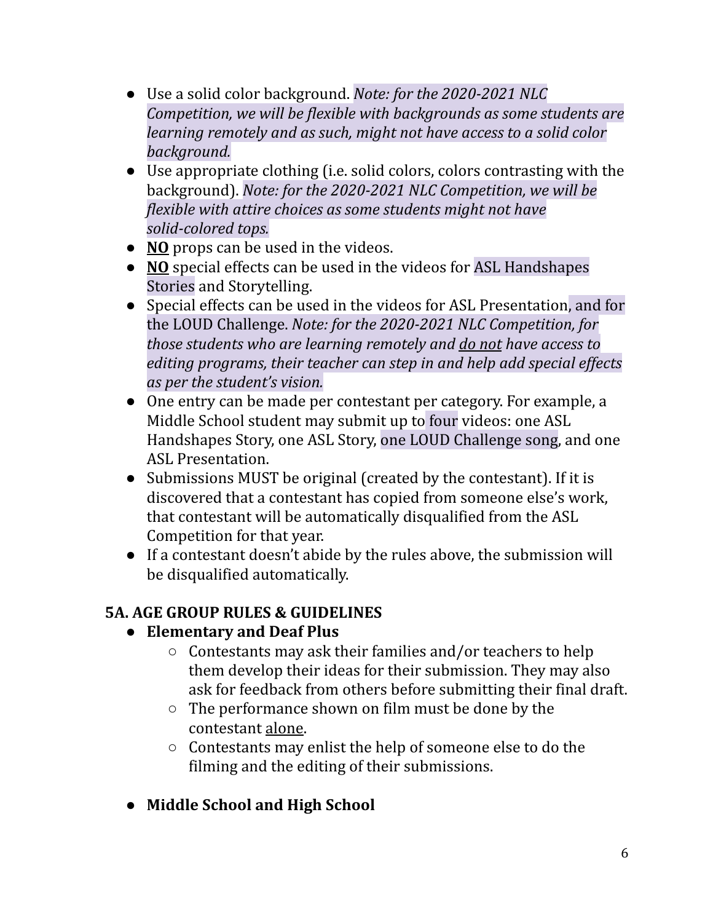- Use a solid color background. *Note: for the 2020-2021 NLC Competition, we will be flexible with backgrounds as some students are learning remotely and as such, might not have access to a solid color background.*
- Use appropriate clothing (i.e. solid colors, colors contrasting with the background). *Note: for the 2020-2021 NLC Competition, we will be flexible with attire choices as some students might not have solid-colored tops.*
- **<u>NO</u>** props can be used in the videos.
- **<u>NO</u>** special effects can be used in the videos for ASL Handshapes Stories and Storytelling.
- Special effects can be used in the videos for ASL Presentation, and for the LOUD Challenge. *Note: for the 2020-2021 NLC Competition, for those students who are learning remotely and <u>do not</u> have access to editing programs, their teacher can step in and help add special effects as per the student's vision.*
- One entry can be made per contestant per category. For example, a Middle School student may submit up to four videos: one ASL Handshapes Story, one ASL Story, one LOUD Challenge song, and one ASL Presentation.
- Submissions MUST be original (created by the contestant). If it is discovered that a contestant has copied from someone else's work, that contestant will be automatically disqualified from the ASL Competition for that year.
- If a contestant doesn't abide by the rules above, the submission will be disqualified automatically.

## 5A. AGE GROUP RULES & GUIDELINES

- **Elementary and Deaf Plus**
  - Contestants may ask their families and/or teachers to help them develop their ideas for their submission. They may also ask for feedback from others before submitting their final draft.
  - The performance shown on film must be done by the contestant <u>alone</u>.
  - Contestants may enlist the help of someone else to do the filming and the editing of their submissions.
- **Middle School and High School**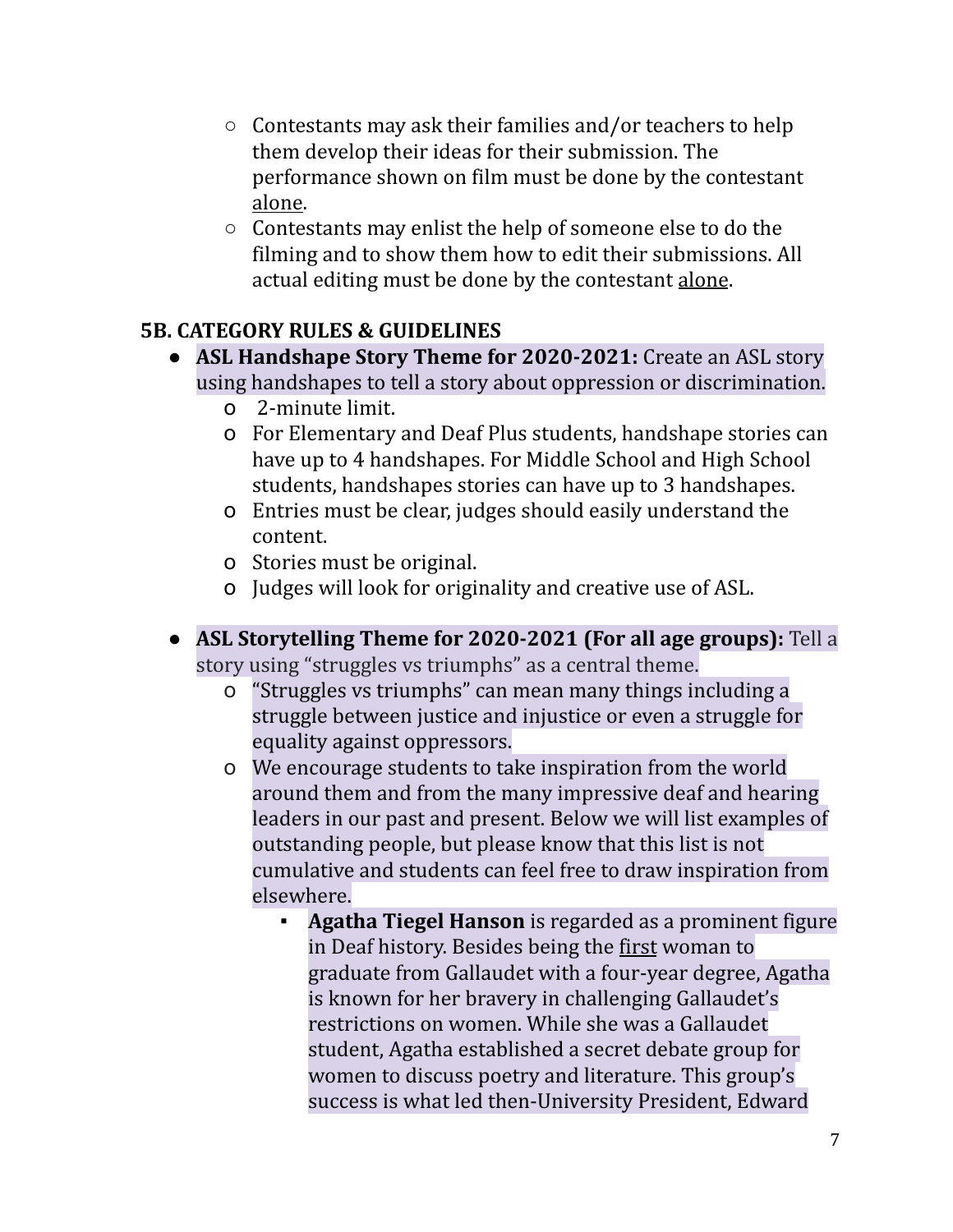- Contestants may ask their families and/or teachers to help them develop their ideas for their submission. The performance shown on film must be done by the contestant alone.
- Contestants may enlist the help of someone else to do the filming and to show them how to edit their submissions. All actual editing must be done by the contestant alone.

### 5B. CATEGORY RULES & GUIDELINES

- **ASL Handshape Story Theme for 2020-2021:** Create an ASL story using handshapes to tell a story about oppression or discrimination.
  - 2-minute limit.
  - For Elementary and Deaf Plus students, handshape stories can have up to 4 handshapes. For Middle School and High School students, handshapes stories can have up to 3 handshapes.
  - Entries must be clear, judges should easily understand the content.
  - Stories must be original.
  - Judges will look for originality and creative use of ASL.

- **ASL Storytelling Theme for 2020-2021 (For all age groups):** Tell a story using "struggles vs triumphs" as a central theme.
  - "Struggles vs triumphs" can mean many things including a struggle between justice and injustice or even a struggle for equality against oppressors.
  - We encourage students to take inspiration from the world around them and from the many impressive deaf and hearing leaders in our past and present. Below we will list examples of outstanding people, but please know that this list is not cumulative and students can feel free to draw inspiration from elsewhere.
    - **Agatha Tiegel Hanson** is regarded as a prominent figure in Deaf history. Besides being the first woman to graduate from Gallaudet with a four-year degree, Agatha is known for her bravery in challenging Gallaudet's restrictions on women. While she was a Gallaudet student, Agatha established a secret debate group for women to discuss poetry and literature. This group's success is what led then-University President, Edward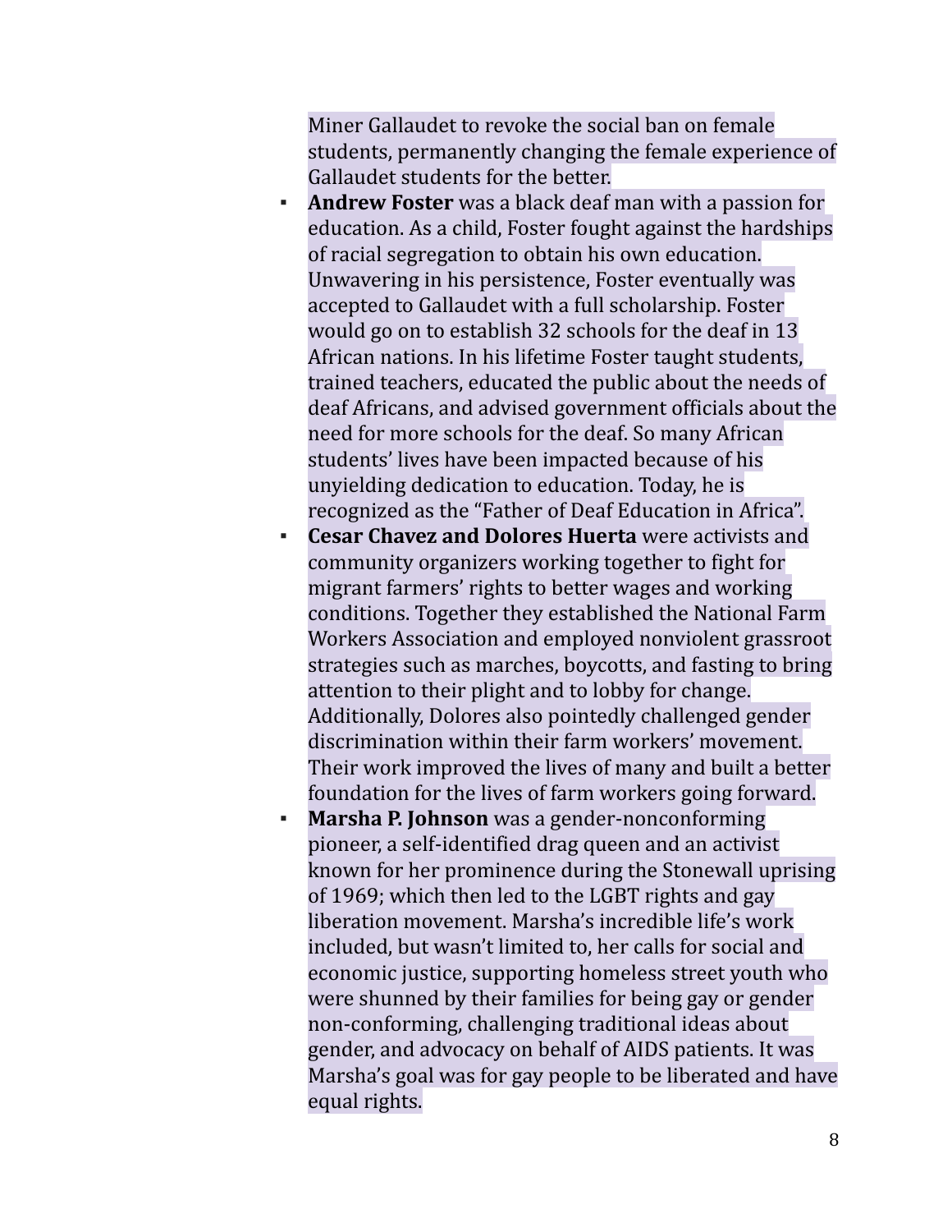Miner Gallaudet to revoke the social ban on female students, permanently changing the female experience of Gallaudet students for the better.

- **Andrew Foster** was a black deaf man with a passion for education. As a child, Foster fought against the hardships of racial segregation to obtain his own education. Unwavering in his persistence, Foster eventually was accepted to Gallaudet with a full scholarship. Foster would go on to establish 32 schools for the deaf in 13 African nations. In his lifetime Foster taught students, trained teachers, educated the public about the needs of deaf Africans, and advised government officials about the need for more schools for the deaf. So many African students' lives have been impacted because of his unyielding dedication to education. Today, he is recognized as the "Father of Deaf Education in Africa".
- **Cesar Chavez and Dolores Huerta** were activists and community organizers working together to fight for migrant farmers' rights to better wages and working conditions. Together they established the National Farm Workers Association and employed nonviolent grassroot strategies such as marches, boycotts, and fasting to bring attention to their plight and to lobby for change. Additionally, Dolores also pointedly challenged gender discrimination within their farm workers' movement. Their work improved the lives of many and built a better foundation for the lives of farm workers going forward.
- **Marsha P. Johnson** was a gender-nonconforming pioneer, a self-identified drag queen and an activist known for her prominence during the Stonewall uprising of 1969; which then led to the LGBT rights and gay liberation movement. Marsha's incredible life's work included, but wasn't limited to, her calls for social and economic justice, supporting homeless street youth who were shunned by their families for being gay or gender non-conforming, challenging traditional ideas about gender, and advocacy on behalf of AIDS patients. It was Marsha's goal was for gay people to be liberated and have equal rights.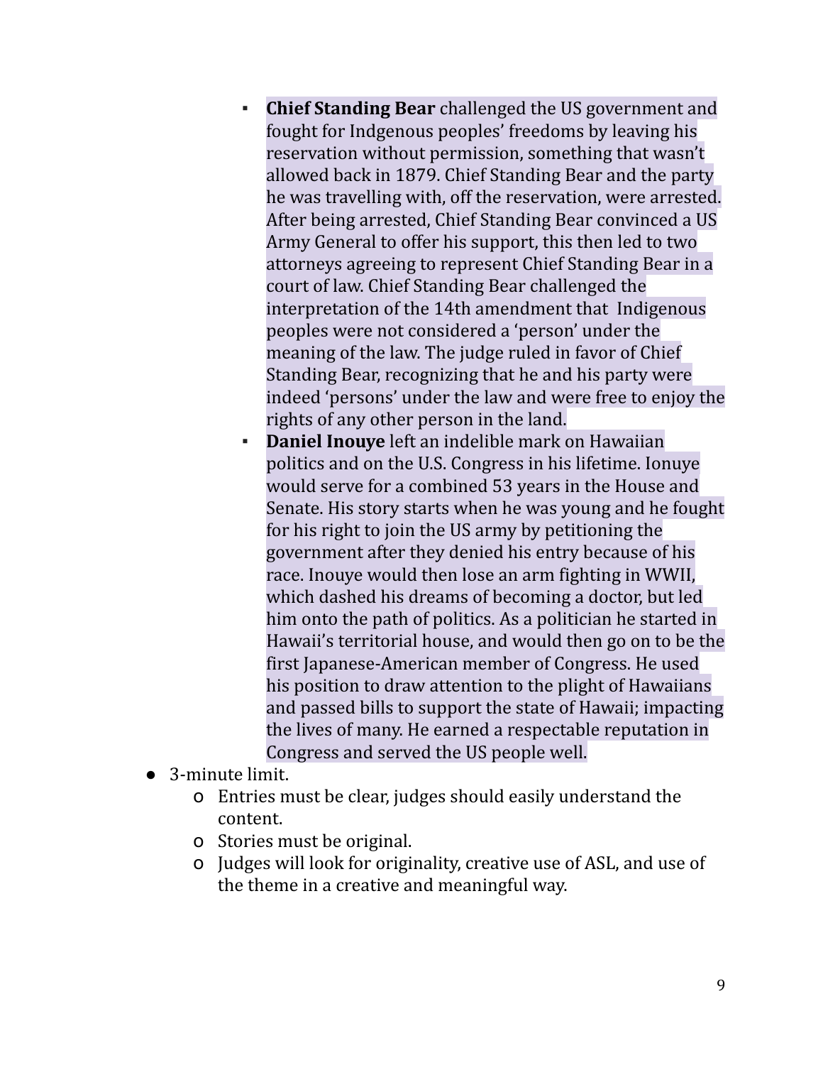- **Chief Standing Bear** challenged the US government and fought for Indgenous peoples' freedoms by leaving his reservation without permission, something that wasn't allowed back in 1879. Chief Standing Bear and the party he was travelling with, off the reservation, were arrested. After being arrested, Chief Standing Bear convinced a US Army General to offer his support, this then led to two attorneys agreeing to represent Chief Standing Bear in a court of law. Chief Standing Bear challenged the interpretation of the 14th amendment that Indigenous peoples were not considered a 'person' under the meaning of the law. The judge ruled in favor of Chief Standing Bear, recognizing that he and his party were indeed 'persons' under the law and were free to enjoy the rights of any other person in the land.
    - **Daniel Inouye** left an indelible mark on Hawaiian politics and on the U.S. Congress in his lifetime. Ionuye would serve for a combined 53 years in the House and Senate. His story starts when he was young and he fought for his right to join the US army by petitioning the government after they denied his entry because of his race. Inouye would then lose an arm fighting in WWII, which dashed his dreams of becoming a doctor, but led him onto the path of politics. As a politician he started in Hawaii's territorial house, and would then go on to be the first Japanese-American member of Congress. He used his position to draw attention to the plight of Hawaiians and passed bills to support the state of Hawaii; impacting the lives of many. He earned a respectable reputation in Congress and served the US people well.

- 3-minute limit.
  - Entries must be clear, judges should easily understand the content.
  - Stories must be original.
  - Judges will look for originality, creative use of ASL, and use of the theme in a creative and meaningful way.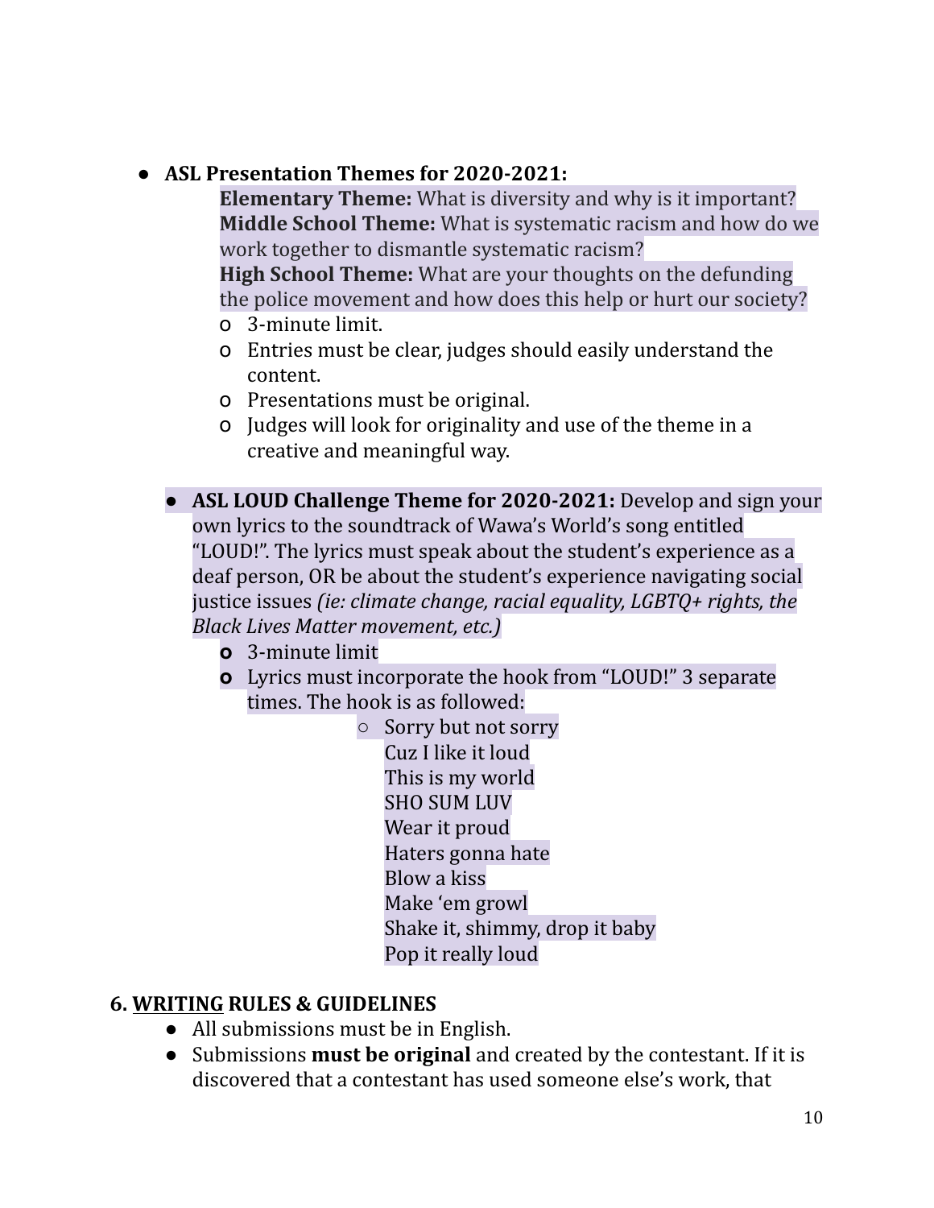- **ASL Presentation Themes for 2020-2021:**

  **Elementary Theme:** What is diversity and why is it important?
  **Middle School Theme:** What is systematic racism and how do we work together to dismantle systematic racism?
  **High School Theme:** What are your thoughts on the defunding the police movement and how does this help or hurt our society?

  - 3-minute limit.
  - Entries must be clear, judges should easily understand the content.
  - Presentations must be original.
  - Judges will look for originality and use of the theme in a creative and meaningful way.

- **ASL LOUD Challenge Theme for 2020-2021:** Develop and sign your own lyrics to the soundtrack of Wawa's World's song entitled "LOUD!". The lyrics must speak about the student's experience as a deaf person, OR be about the student's experience navigating social justice issues *(ie: climate change, racial equality, LGBTQ+ rights, the Black Lives Matter movement, etc.)*
  - 3-minute limit
  - Lyrics must incorporate the hook from "LOUD!" 3 separate times. The hook is as followed:
    - Sorry but not sorry
      Cuz I like it loud
      This is my world
      SHO SUM LUV
      Wear it proud
      Haters gonna hate
      Blow a kiss
      Make 'em growl
      Shake it, shimmy, drop it baby
      Pop it really loud

## 6. WRITING RULES & GUIDELINES

- All submissions must be in English.
- Submissions **must be original** and created by the contestant. If it is discovered that a contestant has used someone else's work, that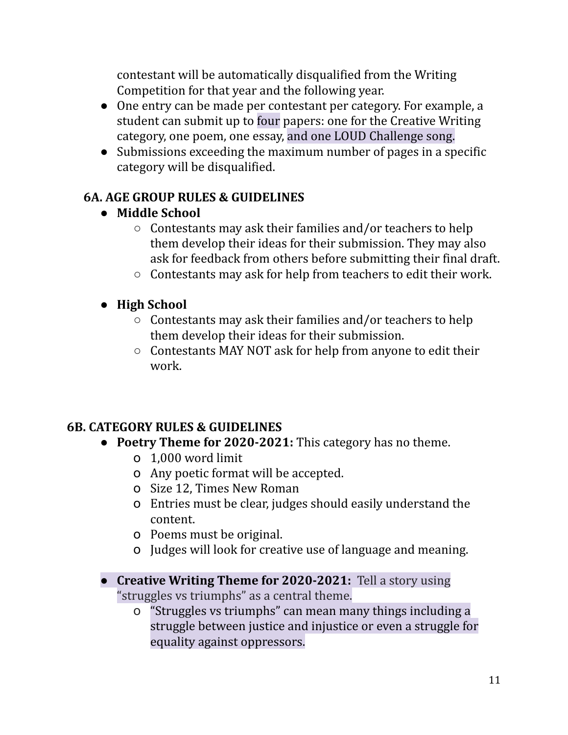contestant will be automatically disqualified from the Writing Competition for that year and the following year.

- One entry can be made per contestant per category. For example, a student can submit up to four papers: one for the Creative Writing category, one poem, one essay, and one LOUD Challenge song.
- Submissions exceeding the maximum number of pages in a specific category will be disqualified.

## 6A. AGE GROUP RULES & GUIDELINES

- **Middle School**
    - Contestants may ask their families and/or teachers to help them develop their ideas for their submission. They may also ask for feedback from others before submitting their final draft.
    - Contestants may ask for help from teachers to edit their work.

- **High School**
    - Contestants may ask their families and/or teachers to help them develop their ideas for their submission.
    - Contestants MAY NOT ask for help from anyone to edit their work.

## 6B. CATEGORY RULES & GUIDELINES

- **Poetry Theme for 2020-2021:** This category has no theme.
    - 1,000 word limit
    - Any poetic format will be accepted.
    - Size 12, Times New Roman
    - Entries must be clear, judges should easily understand the content.
    - Poems must be original.
    - Judges will look for creative use of language and meaning.

- **Creative Writing Theme for 2020-2021:** Tell a story using "struggles vs triumphs" as a central theme.
    - "Struggles vs triumphs" can mean many things including a struggle between justice and injustice or even a struggle for equality against oppressors.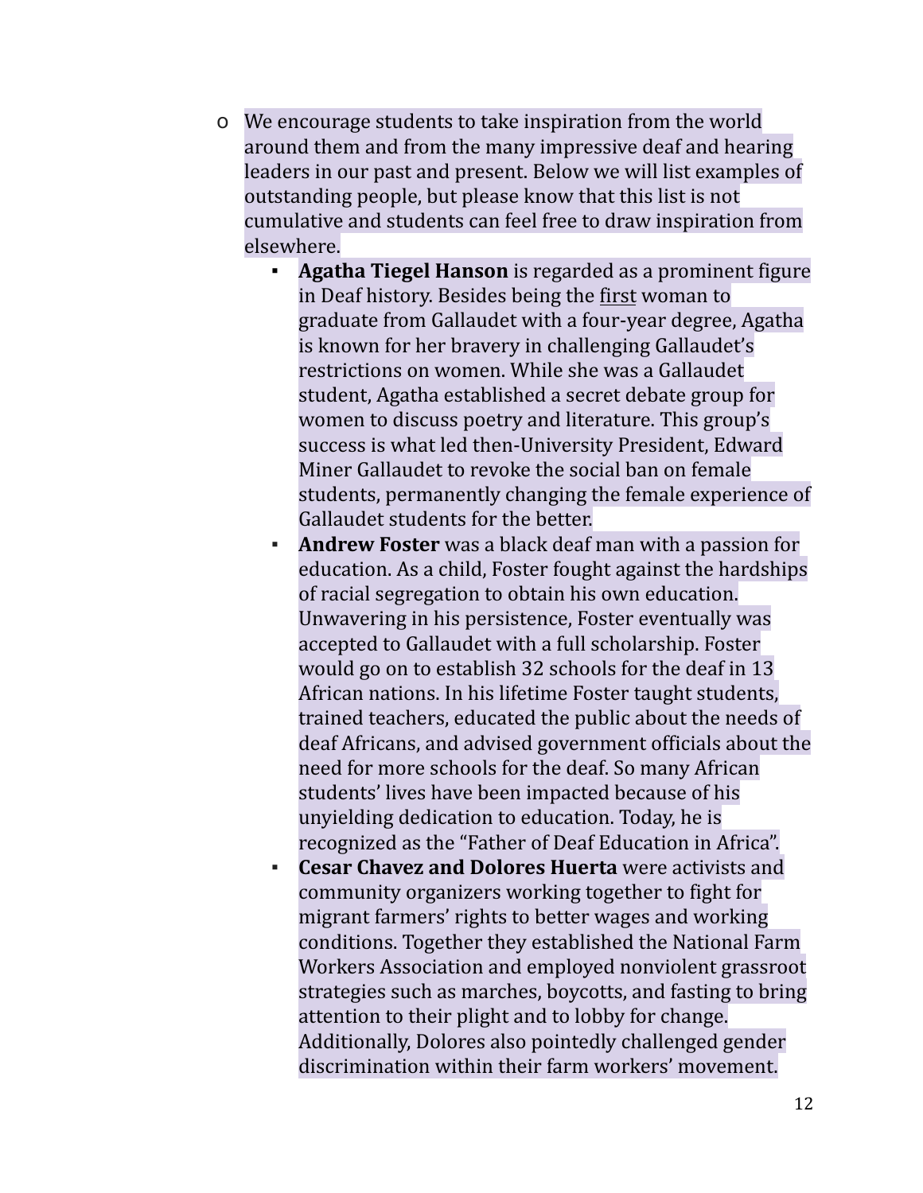- We encourage students to take inspiration from the world around them and from the many impressive deaf and hearing leaders in our past and present. Below we will list examples of outstanding people, but please know that this list is not cumulative and students can feel free to draw inspiration from elsewhere.
    - **Agatha Tiegel Hanson** is regarded as a prominent figure in Deaf history. Besides being the <u>first</u> woman to graduate from Gallaudet with a four-year degree, Agatha is known for her bravery in challenging Gallaudet's restrictions on women. While she was a Gallaudet student, Agatha established a secret debate group for women to discuss poetry and literature. This group's success is what led then-University President, Edward Miner Gallaudet to revoke the social ban on female students, permanently changing the female experience of Gallaudet students for the better.
    - **Andrew Foster** was a black deaf man with a passion for education. As a child, Foster fought against the hardships of racial segregation to obtain his own education. Unwavering in his persistence, Foster eventually was accepted to Gallaudet with a full scholarship. Foster would go on to establish 32 schools for the deaf in 13 African nations. In his lifetime Foster taught students, trained teachers, educated the public about the needs of deaf Africans, and advised government officials about the need for more schools for the deaf. So many African students' lives have been impacted because of his unyielding dedication to education. Today, he is recognized as the "Father of Deaf Education in Africa".
    - **Cesar Chavez and Dolores Huerta** were activists and community organizers working together to fight for migrant farmers' rights to better wages and working conditions. Together they established the National Farm Workers Association and employed nonviolent grassroot strategies such as marches, boycotts, and fasting to bring attention to their plight and to lobby for change. Additionally, Dolores also pointedly challenged gender discrimination within their farm workers' movement.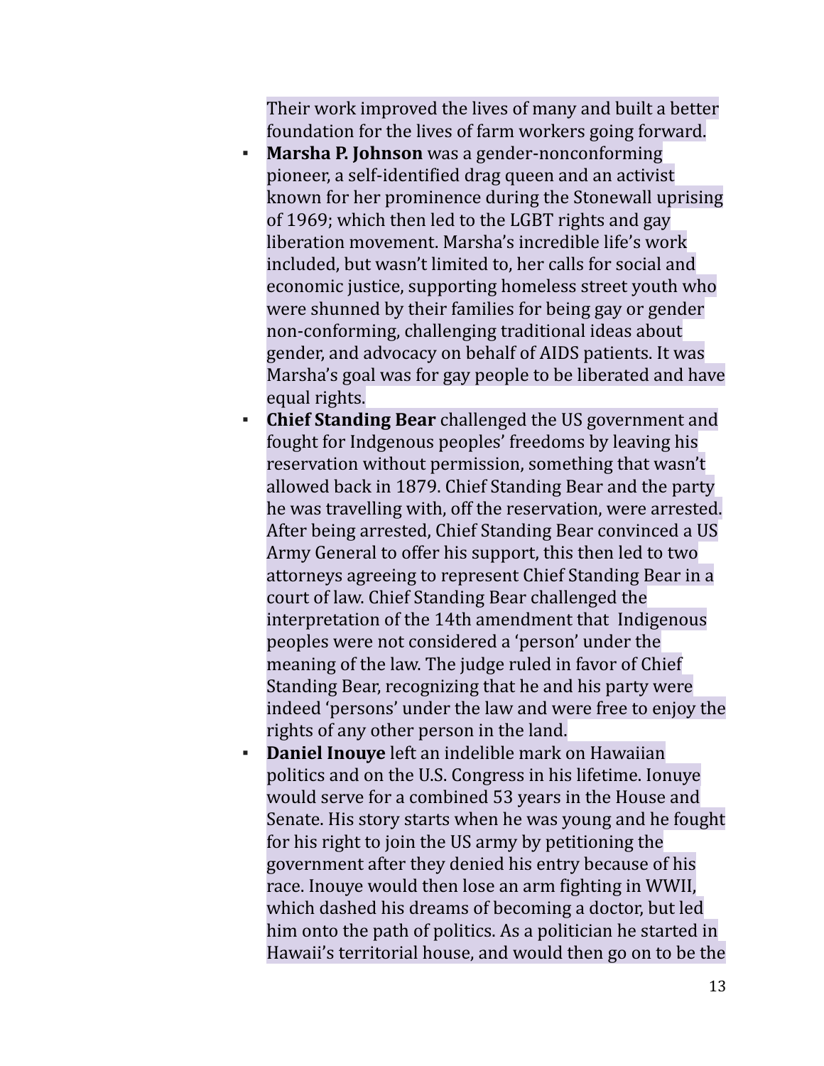Their work improved the lives of many and built a better foundation for the lives of farm workers going forward.

- **Marsha P. Johnson** was a gender-nonconforming pioneer, a self-identified drag queen and an activist known for her prominence during the Stonewall uprising of 1969; which then led to the LGBT rights and gay liberation movement. Marsha's incredible life's work included, but wasn't limited to, her calls for social and economic justice, supporting homeless street youth who were shunned by their families for being gay or gender non-conforming, challenging traditional ideas about gender, and advocacy on behalf of AIDS patients. It was Marsha's goal was for gay people to be liberated and have equal rights.
- **Chief Standing Bear** challenged the US government and fought for Indgenous peoples' freedoms by leaving his reservation without permission, something that wasn't allowed back in 1879. Chief Standing Bear and the party he was travelling with, off the reservation, were arrested. After being arrested, Chief Standing Bear convinced a US Army General to offer his support, this then led to two attorneys agreeing to represent Chief Standing Bear in a court of law. Chief Standing Bear challenged the interpretation of the 14th amendment that Indigenous peoples were not considered a 'person' under the meaning of the law. The judge ruled in favor of Chief Standing Bear, recognizing that he and his party were indeed 'persons' under the law and were free to enjoy the rights of any other person in the land.
- **Daniel Inouye** left an indelible mark on Hawaiian politics and on the U.S. Congress in his lifetime. Ionuye would serve for a combined 53 years in the House and Senate. His story starts when he was young and he fought for his right to join the US army by petitioning the government after they denied his entry because of his race. Inouye would then lose an arm fighting in WWII, which dashed his dreams of becoming a doctor, but led him onto the path of politics. As a politician he started in Hawaii's territorial house, and would then go on to be the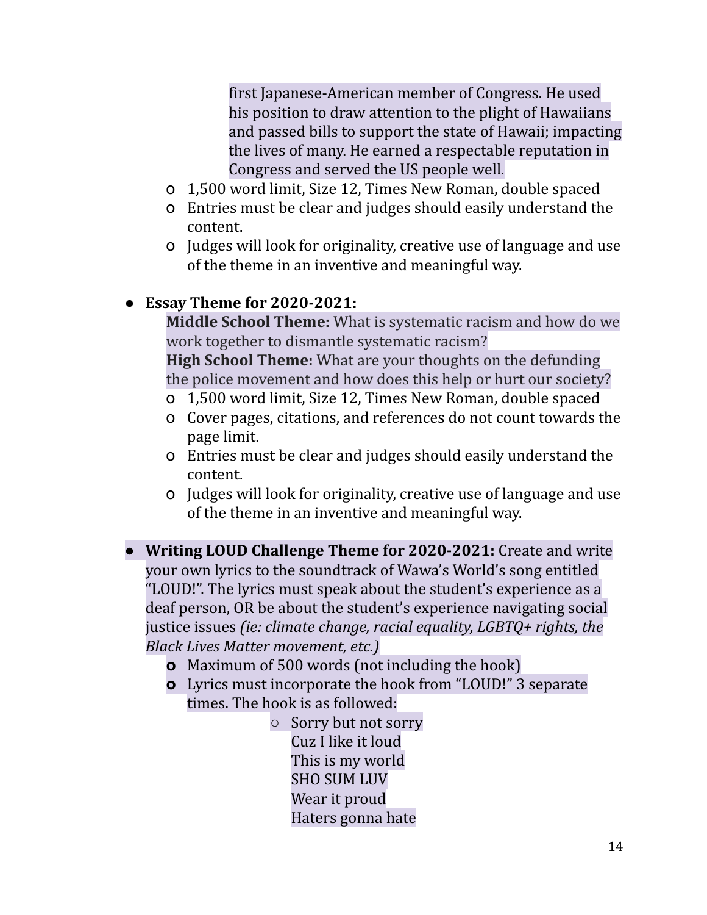first Japanese-American member of Congress. He used his position to draw attention to the plight of Hawaiians and passed bills to support the state of Hawaii; impacting the lives of many. He earned a respectable reputation in Congress and served the US people well.

- 1,500 word limit, Size 12, Times New Roman, double spaced
- Entries must be clear and judges should easily understand the content.
- Judges will look for originality, creative use of language and use of the theme in an inventive and meaningful way.

- **Essay Theme for 2020-2021:**
  **Middle School Theme:** What is systematic racism and how do we work together to dismantle systematic racism?
  **High School Theme:** What are your thoughts on the defunding the police movement and how does this help or hurt our society?
  - 1,500 word limit, Size 12, Times New Roman, double spaced
  - Cover pages, citations, and references do not count towards the page limit.
  - Entries must be clear and judges should easily understand the content.
  - Judges will look for originality, creative use of language and use of the theme in an inventive and meaningful way.

- **Writing LOUD Challenge Theme for 2020-2021:** Create and write your own lyrics to the soundtrack of Wawa's World's song entitled "LOUD!". The lyrics must speak about the student's experience as a deaf person, OR be about the student's experience navigating social justice issues *(ie: climate change, racial equality, LGBTQ+ rights, the Black Lives Matter movement, etc.)*
  - Maximum of 500 words (not including the hook)
  - Lyrics must incorporate the hook from "LOUD!" 3 separate times. The hook is as followed:
    - Sorry but not sorry
      Cuz I like it loud
      This is my world
      SHO SUM LUV
      Wear it proud
      Haters gonna hate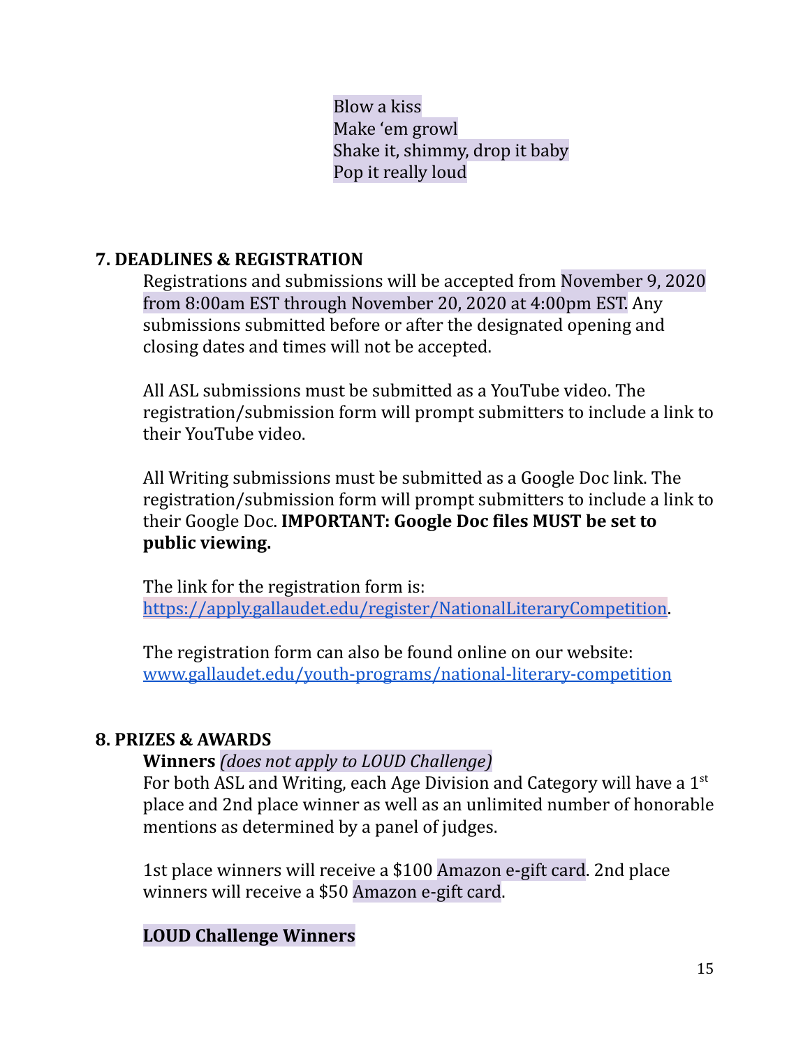Blow a kiss
Make 'em growl
Shake it, shimmy, drop it baby
Pop it really loud

## 7. DEADLINES & REGISTRATION

Registrations and submissions will be accepted from November 9, 2020 from 8:00am EST through November 20, 2020 at 4:00pm EST. Any submissions submitted before or after the designated opening and closing dates and times will not be accepted.

All ASL submissions must be submitted as a YouTube video. The registration/submission form will prompt submitters to include a link to their YouTube video.

All Writing submissions must be submitted as a Google Doc link. The registration/submission form will prompt submitters to include a link to their Google Doc. **IMPORTANT: Google Doc files MUST be set to public viewing.**

The link for the registration form is: https://apply.gallaudet.edu/register/NationalLiteraryCompetition.

The registration form can also be found online on our website: www.gallaudet.edu/youth-programs/national-literary-competition

## 8. PRIZES & AWARDS

**Winners** *(does not apply to LOUD Challenge)*
For both ASL and Writing, each Age Division and Category will have a 1st place and 2nd place winner as well as an unlimited number of honorable mentions as determined by a panel of judges.

1st place winners will receive a $100 Amazon e-gift card. 2nd place winners will receive a $50 Amazon e-gift card.

**LOUD Challenge Winners**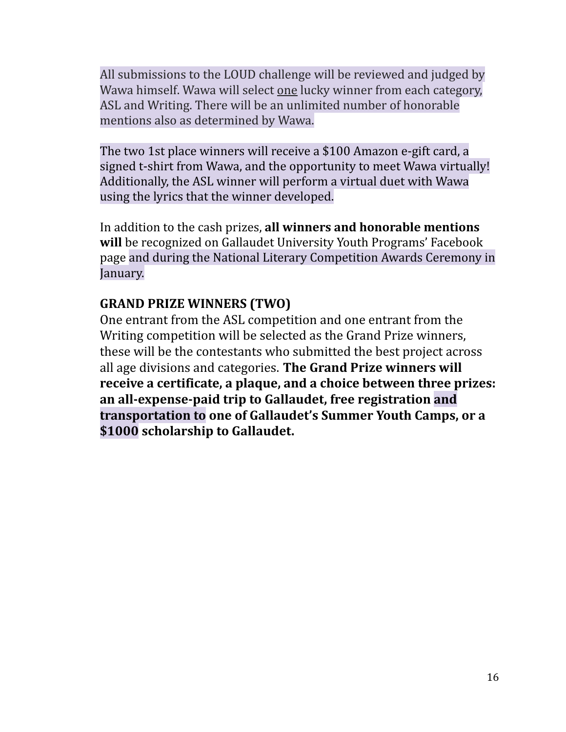All submissions to the LOUD challenge will be reviewed and judged by Wawa himself. Wawa will select <u>one</u> lucky winner from each category, ASL and Writing. There will be an unlimited number of honorable mentions also as determined by Wawa.

The two 1st place winners will receive a $100 Amazon e-gift card, a signed t-shirt from Wawa, and the opportunity to meet Wawa virtually! Additionally, the ASL winner will perform a virtual duet with Wawa using the lyrics that the winner developed.

In addition to the cash prizes, **all winners and honorable mentions will** be recognized on Gallaudet University Youth Programs' Facebook page and during the National Literary Competition Awards Ceremony in January.

**GRAND PRIZE WINNERS (TWO)**

One entrant from the ASL competition and one entrant from the Writing competition will be selected as the Grand Prize winners, these will be the contestants who submitted the best project across all age divisions and categories. **The Grand Prize winners will receive a certificate, a plaque, and a choice between three prizes: an all-expense-paid trip to Gallaudet, free registration and transportation to one of Gallaudet's Summer Youth Camps, or a $1000 scholarship to Gallaudet.**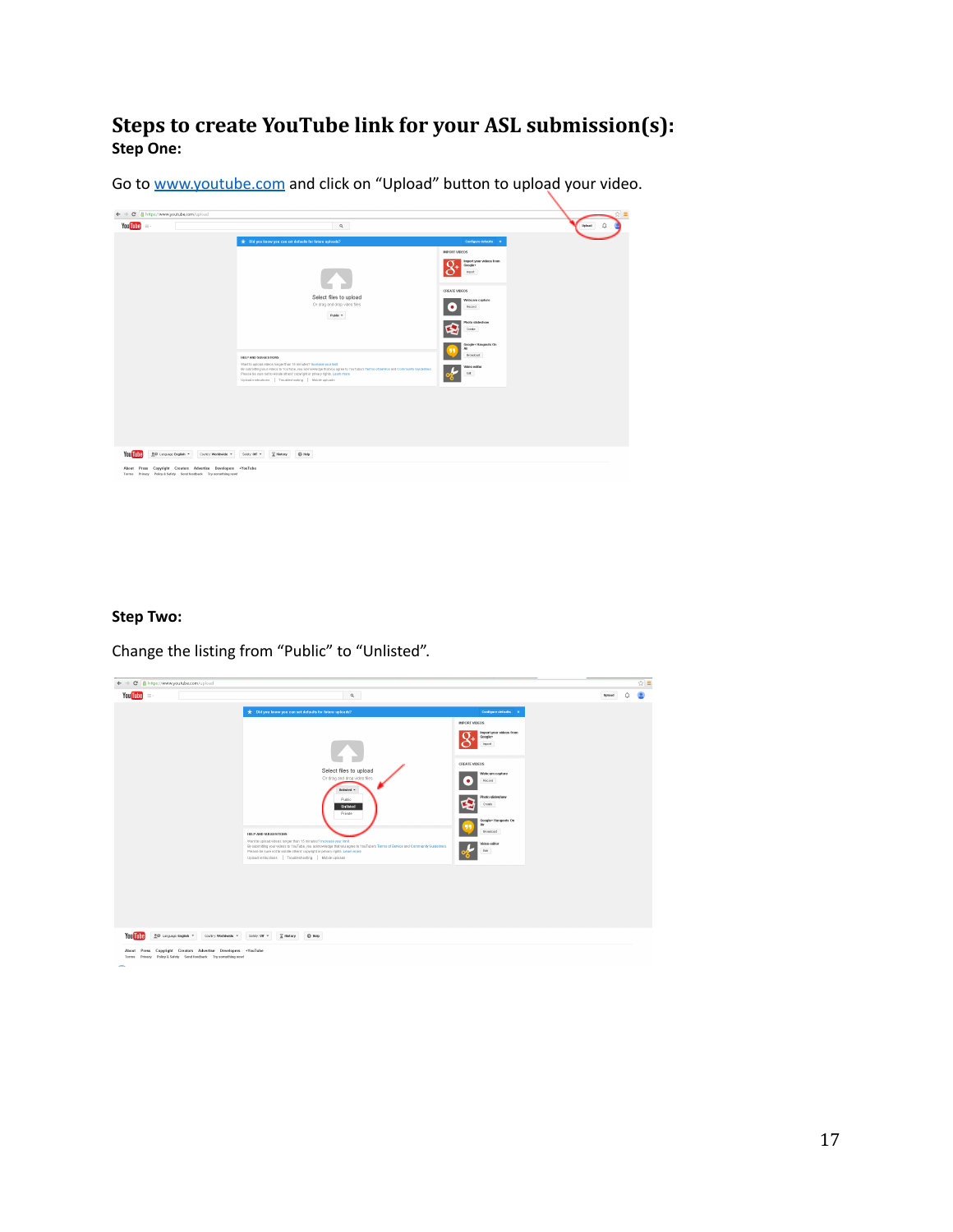# Steps to create YouTube link for your ASL submission(s):

**Step One:**

Go to [www.youtube.com](http://www.youtube.com) and click on "Upload" button to upload your video.

**Step Two:**

Change the listing from "Public" to "Unlisted".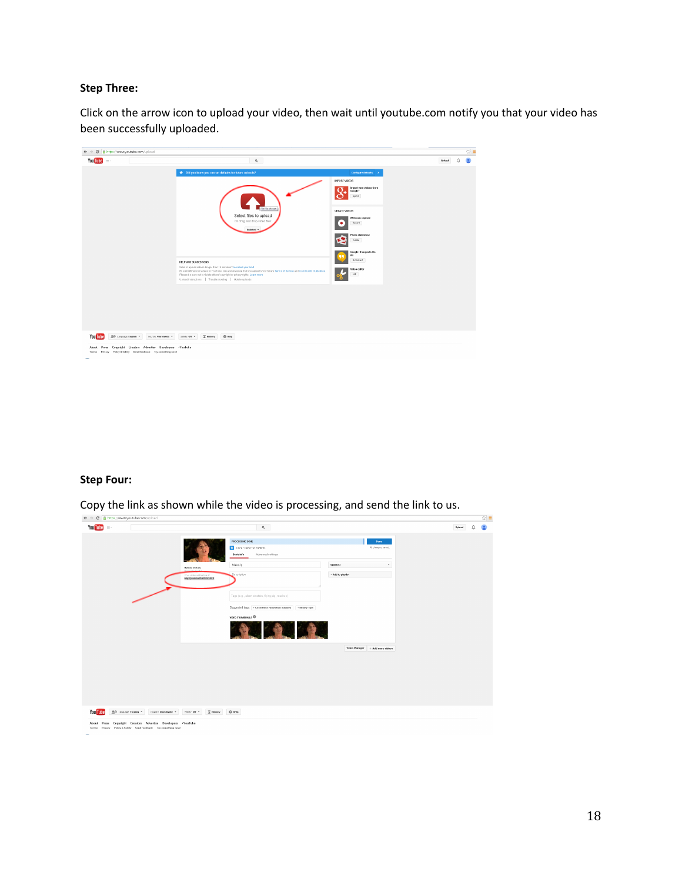**Step Three:**

Click on the arrow icon to upload your video, then wait until youtube.com notify you that your video has been successfully uploaded.

**Step Four:**

Copy the link as shown while the video is processing, and send the link to us.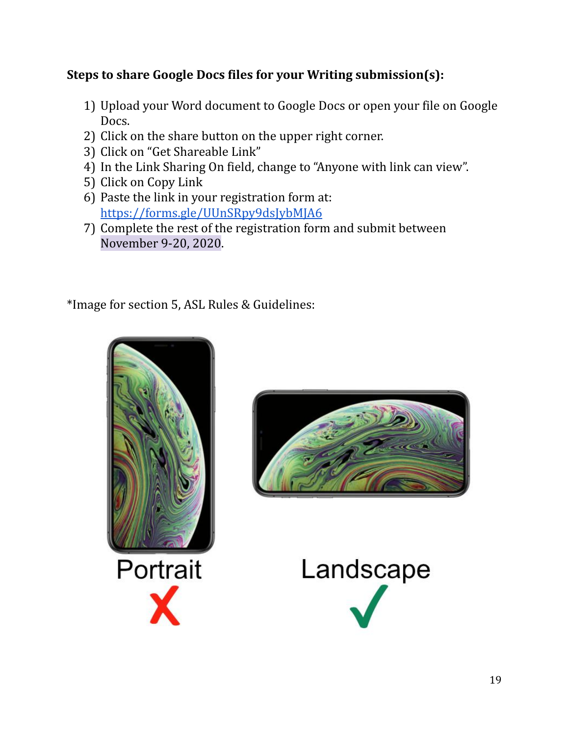**Steps to share Google Docs files for your Writing submission(s):**

1) Upload your Word document to Google Docs or open your file on Google Docs.
2) Click on the share button on the upper right corner.
3) Click on "Get Shareable Link"
4) In the Link Sharing On field, change to "Anyone with link can view".
5) Click on Copy Link
6) Paste the link in your registration form at: https://forms.gle/UUnSRpy9dsJybMJA6
7) Complete the rest of the registration form and submit between November 9-20, 2020.

*Image for section 5, ASL Rules & Guidelines:

Portrait
X

Landscape
✓